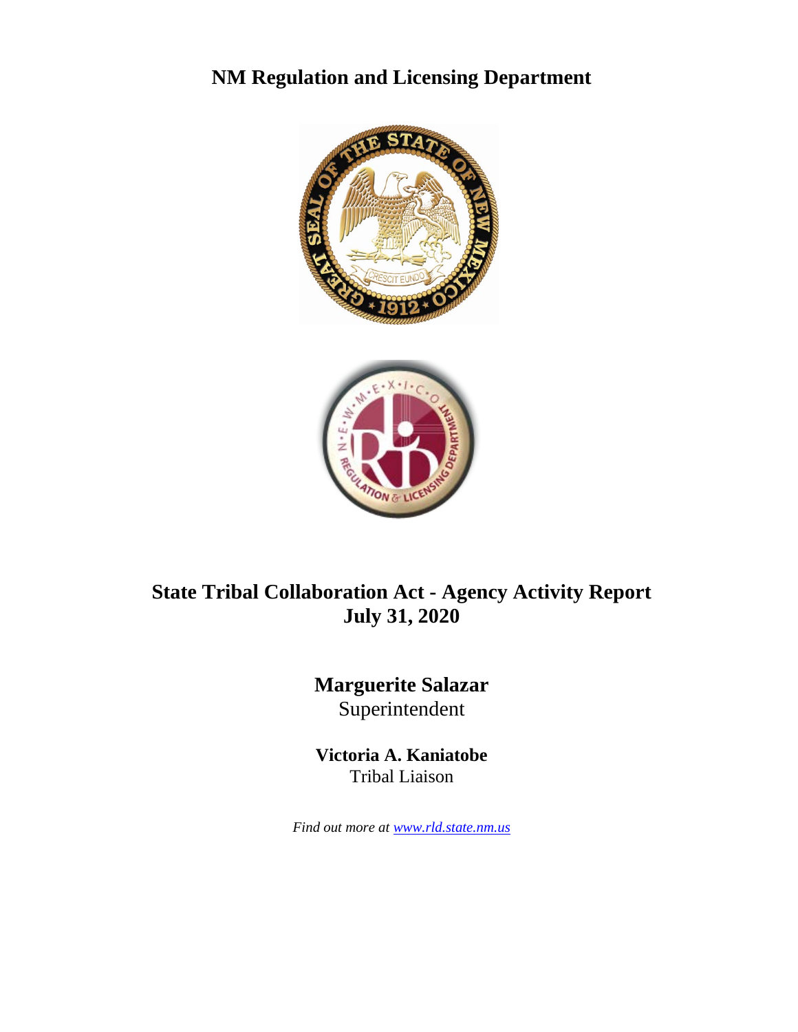# NM Regulation and Licensing Department

## State Tribal Collaboration Act - Agency Activity Report
## July 31, 2020

**Marguerite Salazar**
Superintendent

**Victoria A. Kaniatobe**
Tribal Liaison

*Find out more at [www.rld.state.nm.us](http://www.rld.state.nm.us)*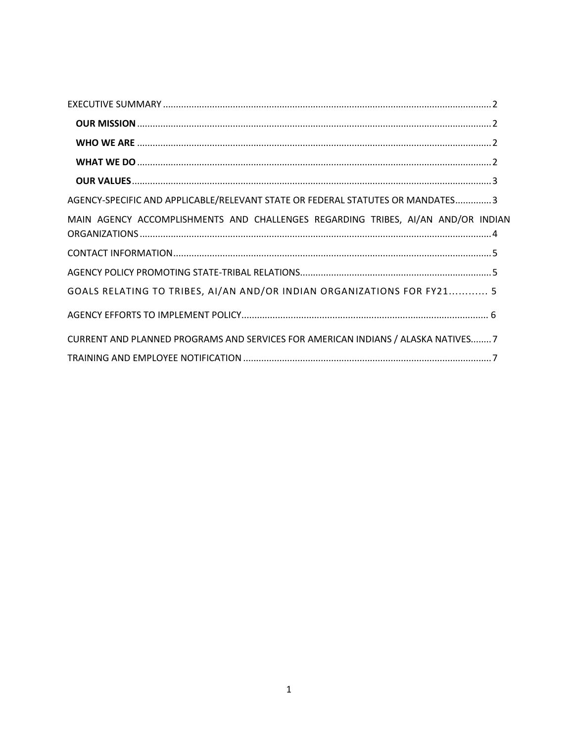EXECUTIVE SUMMARY ........................................................................................................................ 2

- **OUR MISSION** ........................................................................................................................ 2
- **WHO WE ARE** ........................................................................................................................ 2
- **WHAT WE DO** ........................................................................................................................ 2
- **OUR VALUES** ........................................................................................................................ 3

AGENCY-SPECIFIC AND APPLICABLE/RELEVANT STATE OR FEDERAL STATUTES OR MANDATES .............. 3

MAIN AGENCY ACCOMPLISHMENTS AND CHALLENGES REGARDING TRIBES, AI/AN AND/OR INDIAN ORGANIZATIONS ........................................................................................................................ 4

CONTACT INFORMATION ........................................................................................................................ 5

AGENCY POLICY PROMOTING STATE-TRIBAL RELATIONS ........................................................................ 5

GOALS RELATING TO TRIBES, AI/AN AND/OR INDIAN ORGANIZATIONS FOR FY21 ............ 5

AGENCY EFFORTS TO IMPLEMENT POLICY ................................................................................................ 6

CURRENT AND PLANNED PROGRAMS AND SERVICES FOR AMERICAN INDIANS / ALASKA NATIVES ........ 7

TRAINING AND EMPLOYEE NOTIFICATION ................................................................................................ 7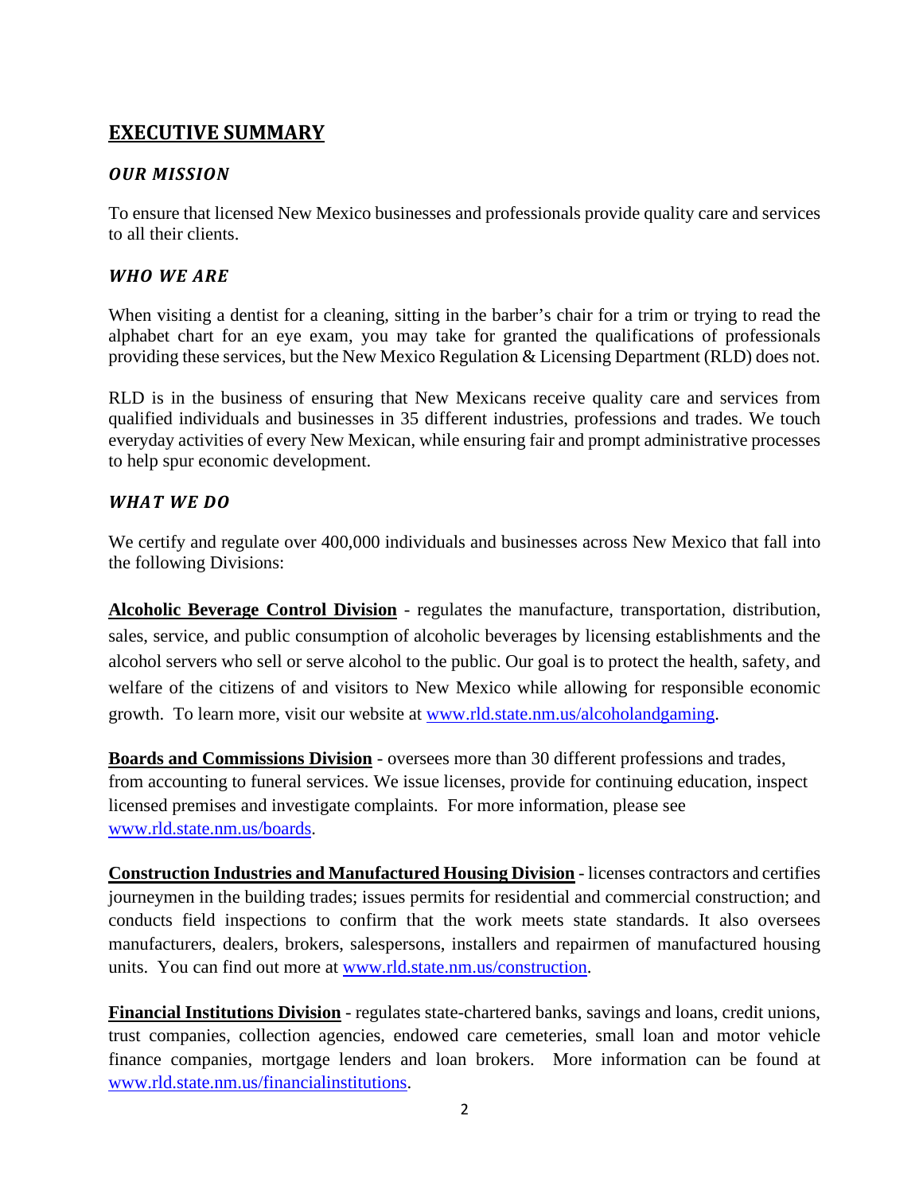# EXECUTIVE SUMMARY

### *OUR MISSION*

To ensure that licensed New Mexico businesses and professionals provide quality care and services to all their clients.

### *WHO WE ARE*

When visiting a dentist for a cleaning, sitting in the barber's chair for a trim or trying to read the alphabet chart for an eye exam, you may take for granted the qualifications of professionals providing these services, but the New Mexico Regulation & Licensing Department (RLD) does not.

RLD is in the business of ensuring that New Mexicans receive quality care and services from qualified individuals and businesses in 35 different industries, professions and trades. We touch everyday activities of every New Mexican, while ensuring fair and prompt administrative processes to help spur economic development.

### *WHAT WE DO*

We certify and regulate over 400,000 individuals and businesses across New Mexico that fall into the following Divisions:

**Alcoholic Beverage Control Division** - regulates the manufacture, transportation, distribution, sales, service, and public consumption of alcoholic beverages by licensing establishments and the alcohol servers who sell or serve alcohol to the public. Our goal is to protect the health, safety, and welfare of the citizens of and visitors to New Mexico while allowing for responsible economic growth. To learn more, visit our website at www.rld.state.nm.us/alcoholandgaming.

**Boards and Commissions Division** - oversees more than 30 different professions and trades, from accounting to funeral services. We issue licenses, provide for continuing education, inspect licensed premises and investigate complaints. For more information, please see www.rld.state.nm.us/boards.

**Construction Industries and Manufactured Housing Division** - licenses contractors and certifies journeymen in the building trades; issues permits for residential and commercial construction; and conducts field inspections to confirm that the work meets state standards. It also oversees manufacturers, dealers, brokers, salespersons, installers and repairmen of manufactured housing units. You can find out more at www.rld.state.nm.us/construction.

**Financial Institutions Division** - regulates state-chartered banks, savings and loans, credit unions, trust companies, collection agencies, endowed care cemeteries, small loan and motor vehicle finance companies, mortgage lenders and loan brokers. More information can be found at www.rld.state.nm.us/financialinstitutions.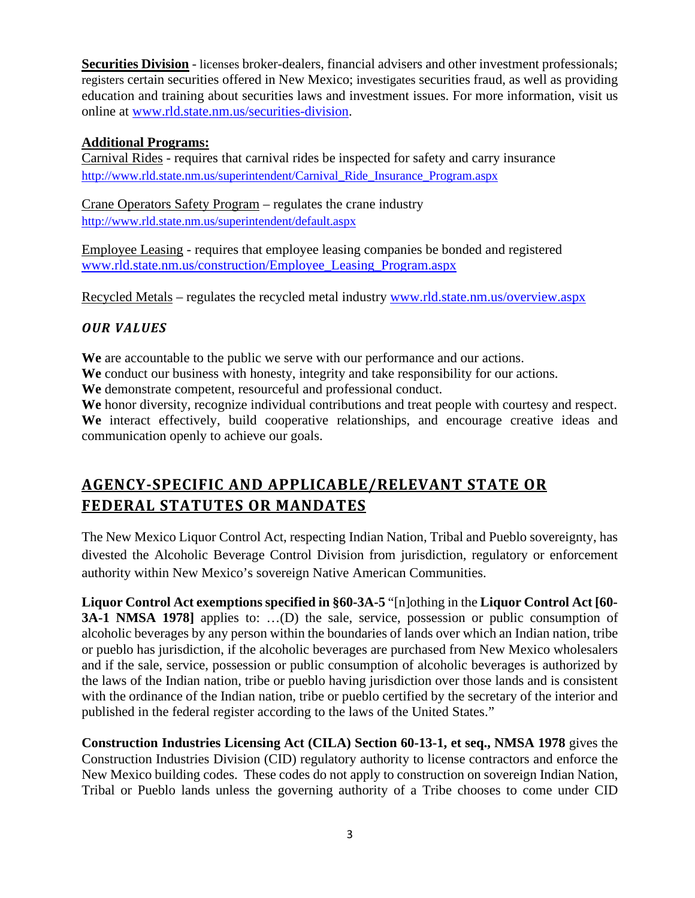**Securities Division** - licenses broker-dealers, financial advisers and other investment professionals; registers certain securities offered in New Mexico; investigates securities fraud, as well as providing education and training about securities laws and investment issues. For more information, visit us online at www.rld.state.nm.us/securities-division.

**Additional Programs:**

Carnival Rides - requires that carnival rides be inspected for safety and carry insurance
http://www.rld.state.nm.us/superintendent/Carnival_Ride_Insurance_Program.aspx

Crane Operators Safety Program – regulates the crane industry
http://www.rld.state.nm.us/superintendent/default.aspx

Employee Leasing - requires that employee leasing companies be bonded and registered
www.rld.state.nm.us/construction/Employee_Leasing_Program.aspx

Recycled Metals – regulates the recycled metal industry www.rld.state.nm.us/overview.aspx

### *OUR VALUES*

**We** are accountable to the public we serve with our performance and our actions.
**We** conduct our business with honesty, integrity and take responsibility for our actions.
**We** demonstrate competent, resourceful and professional conduct.
**We** honor diversity, recognize individual contributions and treat people with courtesy and respect.
**We** interact effectively, build cooperative relationships, and encourage creative ideas and communication openly to achieve our goals.

## AGENCY-SPECIFIC AND APPLICABLE/RELEVANT STATE OR FEDERAL STATUTES OR MANDATES

The New Mexico Liquor Control Act, respecting Indian Nation, Tribal and Pueblo sovereignty, has divested the Alcoholic Beverage Control Division from jurisdiction, regulatory or enforcement authority within New Mexico's sovereign Native American Communities.

**Liquor Control Act exemptions specified in §60-3A-5** "[n]othing in the **Liquor Control Act [60-3A-1 NMSA 1978]** applies to: …(D) the sale, service, possession or public consumption of alcoholic beverages by any person within the boundaries of lands over which an Indian nation, tribe or pueblo has jurisdiction, if the alcoholic beverages are purchased from New Mexico wholesalers and if the sale, service, possession or public consumption of alcoholic beverages is authorized by the laws of the Indian nation, tribe or pueblo having jurisdiction over those lands and is consistent with the ordinance of the Indian nation, tribe or pueblo certified by the secretary of the interior and published in the federal register according to the laws of the United States."

**Construction Industries Licensing Act (CILA) Section 60-13-1, et seq., NMSA 1978** gives the Construction Industries Division (CID) regulatory authority to license contractors and enforce the New Mexico building codes. These codes do not apply to construction on sovereign Indian Nation, Tribal or Pueblo lands unless the governing authority of a Tribe chooses to come under CID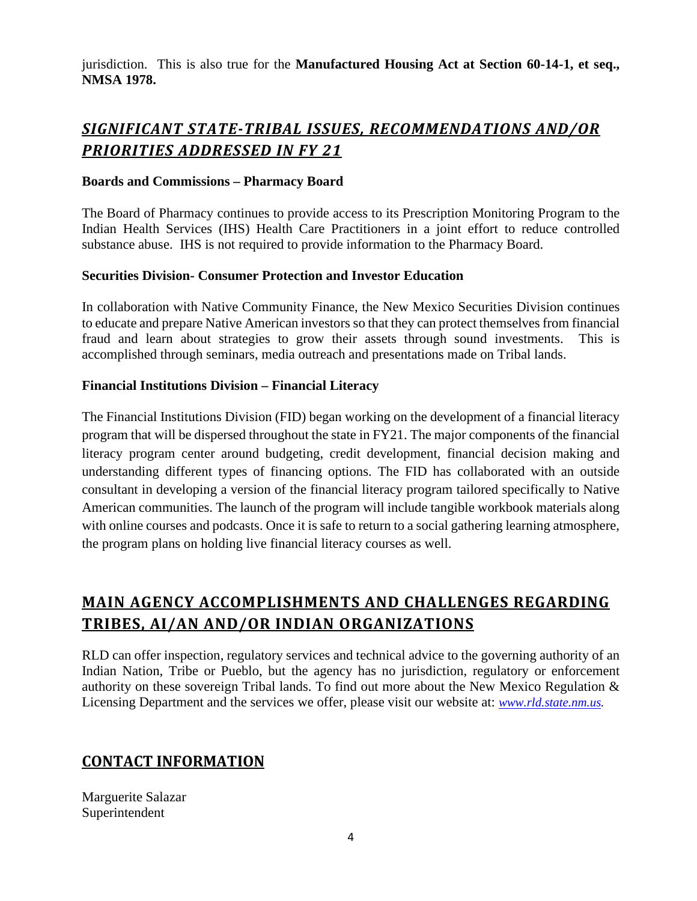jurisdiction. This is also true for the **Manufactured Housing Act at Section 60-14-1, et seq., NMSA 1978.**

## ***SIGNIFICANT STATE-TRIBAL ISSUES, RECOMMENDATIONS AND/OR PRIORITIES ADDRESSED IN FY 21***

**Boards and Commissions – Pharmacy Board**

The Board of Pharmacy continues to provide access to its Prescription Monitoring Program to the Indian Health Services (IHS) Health Care Practitioners in a joint effort to reduce controlled substance abuse. IHS is not required to provide information to the Pharmacy Board.

**Securities Division- Consumer Protection and Investor Education**

In collaboration with Native Community Finance, the New Mexico Securities Division continues to educate and prepare Native American investors so that they can protect themselves from financial fraud and learn about strategies to grow their assets through sound investments. This is accomplished through seminars, media outreach and presentations made on Tribal lands.

**Financial Institutions Division – Financial Literacy**

The Financial Institutions Division (FID) began working on the development of a financial literacy program that will be dispersed throughout the state in FY21. The major components of the financial literacy program center around budgeting, credit development, financial decision making and understanding different types of financing options. The FID has collaborated with an outside consultant in developing a version of the financial literacy program tailored specifically to Native American communities. The launch of the program will include tangible workbook materials along with online courses and podcasts. Once it is safe to return to a social gathering learning atmosphere, the program plans on holding live financial literacy courses as well.

## MAIN AGENCY ACCOMPLISHMENTS AND CHALLENGES REGARDING TRIBES, AI/AN AND/OR INDIAN ORGANIZATIONS

RLD can offer inspection, regulatory services and technical advice to the governing authority of an Indian Nation, Tribe or Pueblo, but the agency has no jurisdiction, regulatory or enforcement authority on these sovereign Tribal lands. To find out more about the New Mexico Regulation & Licensing Department and the services we offer, please visit our website at: *www.rld.state.nm.us.*

## CONTACT INFORMATION

Marguerite Salazar
Superintendent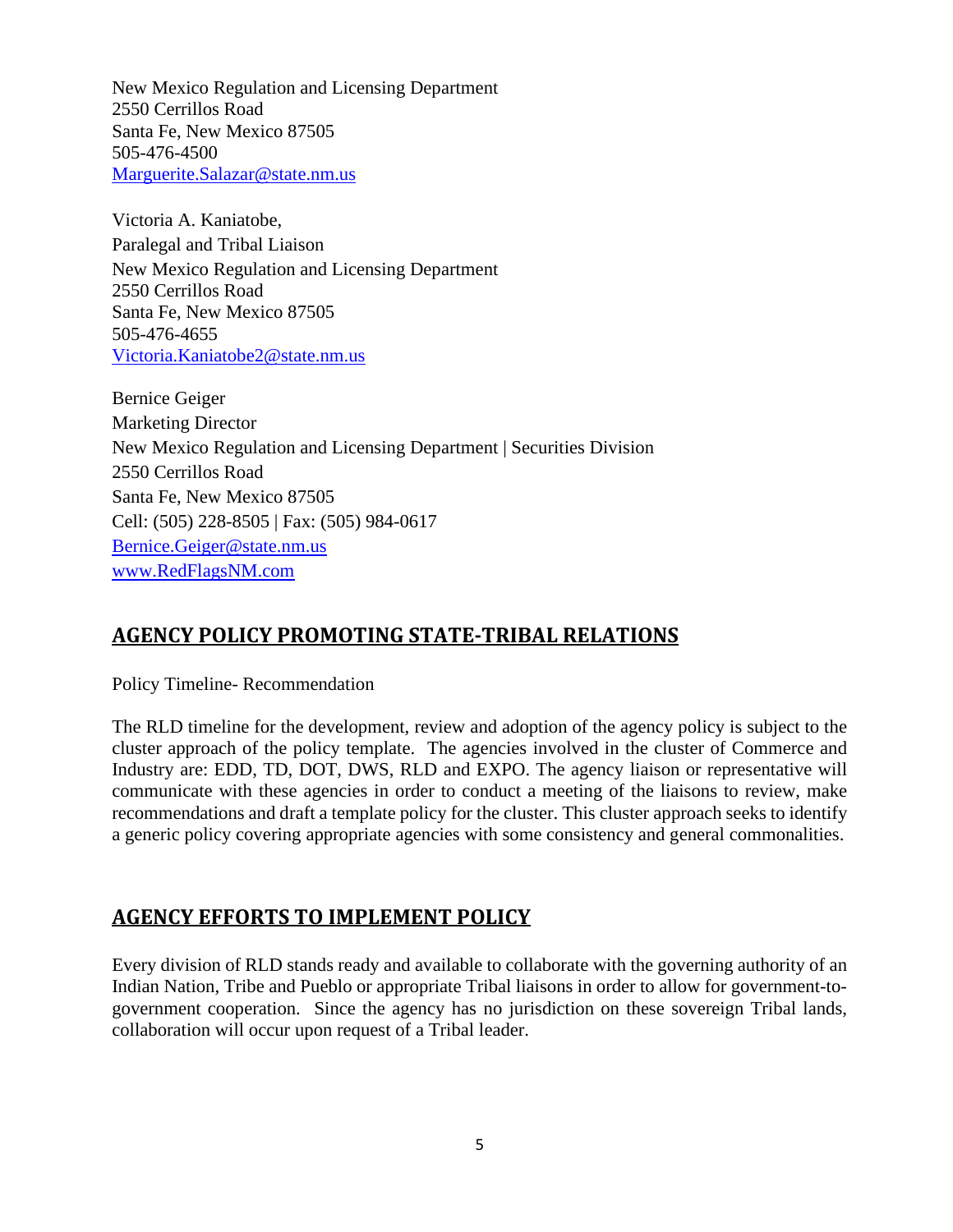New Mexico Regulation and Licensing Department
2550 Cerrillos Road
Santa Fe, New Mexico 87505
505-476-4500
Marguerite.Salazar@state.nm.us

Victoria A. Kaniatobe,
Paralegal and Tribal Liaison
New Mexico Regulation and Licensing Department
2550 Cerrillos Road
Santa Fe, New Mexico 87505
505-476-4655
Victoria.Kaniatobe2@state.nm.us

Bernice Geiger
Marketing Director
New Mexico Regulation and Licensing Department | Securities Division
2550 Cerrillos Road
Santa Fe, New Mexico 87505
Cell: (505) 228-8505 | Fax: (505) 984-0617
Bernice.Geiger@state.nm.us
www.RedFlagsNM.com

## AGENCY POLICY PROMOTING STATE-TRIBAL RELATIONS

Policy Timeline- Recommendation

The RLD timeline for the development, review and adoption of the agency policy is subject to the cluster approach of the policy template. The agencies involved in the cluster of Commerce and Industry are: EDD, TD, DOT, DWS, RLD and EXPO. The agency liaison or representative will communicate with these agencies in order to conduct a meeting of the liaisons to review, make recommendations and draft a template policy for the cluster. This cluster approach seeks to identify a generic policy covering appropriate agencies with some consistency and general commonalities.

## AGENCY EFFORTS TO IMPLEMENT POLICY

Every division of RLD stands ready and available to collaborate with the governing authority of an Indian Nation, Tribe and Pueblo or appropriate Tribal liaisons in order to allow for government-to-government cooperation. Since the agency has no jurisdiction on these sovereign Tribal lands, collaboration will occur upon request of a Tribal leader.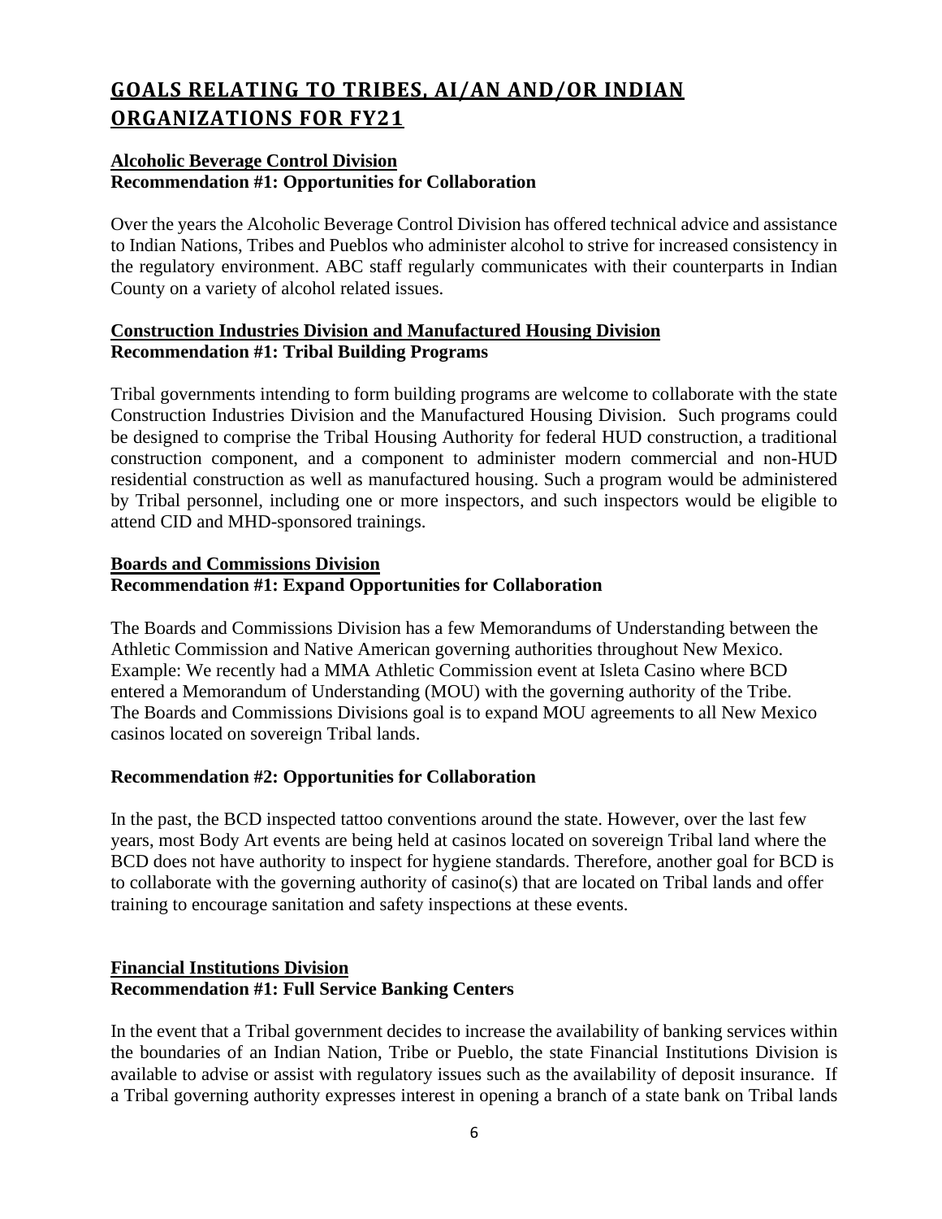# GOALS RELATING TO TRIBES, AI/AN AND/OR INDIAN ORGANIZATIONS FOR FY21

**Alcoholic Beverage Control Division**
**Recommendation #1: Opportunities for Collaboration**

Over the years the Alcoholic Beverage Control Division has offered technical advice and assistance to Indian Nations, Tribes and Pueblos who administer alcohol to strive for increased consistency in the regulatory environment. ABC staff regularly communicates with their counterparts in Indian County on a variety of alcohol related issues.

**Construction Industries Division and Manufactured Housing Division**
**Recommendation #1: Tribal Building Programs**

Tribal governments intending to form building programs are welcome to collaborate with the state Construction Industries Division and the Manufactured Housing Division. Such programs could be designed to comprise the Tribal Housing Authority for federal HUD construction, a traditional construction component, and a component to administer modern commercial and non-HUD residential construction as well as manufactured housing. Such a program would be administered by Tribal personnel, including one or more inspectors, and such inspectors would be eligible to attend CID and MHD-sponsored trainings.

**Boards and Commissions Division**
**Recommendation #1: Expand Opportunities for Collaboration**

The Boards and Commissions Division has a few Memorandums of Understanding between the Athletic Commission and Native American governing authorities throughout New Mexico. Example: We recently had a MMA Athletic Commission event at Isleta Casino where BCD entered a Memorandum of Understanding (MOU) with the governing authority of the Tribe. The Boards and Commissions Divisions goal is to expand MOU agreements to all New Mexico casinos located on sovereign Tribal lands.

**Recommendation #2: Opportunities for Collaboration**

In the past, the BCD inspected tattoo conventions around the state. However, over the last few years, most Body Art events are being held at casinos located on sovereign Tribal land where the BCD does not have authority to inspect for hygiene standards. Therefore, another goal for BCD is to collaborate with the governing authority of casino(s) that are located on Tribal lands and offer training to encourage sanitation and safety inspections at these events.

**Financial Institutions Division**
**Recommendation #1: Full Service Banking Centers**

In the event that a Tribal government decides to increase the availability of banking services within the boundaries of an Indian Nation, Tribe or Pueblo, the state Financial Institutions Division is available to advise or assist with regulatory issues such as the availability of deposit insurance. If a Tribal governing authority expresses interest in opening a branch of a state bank on Tribal lands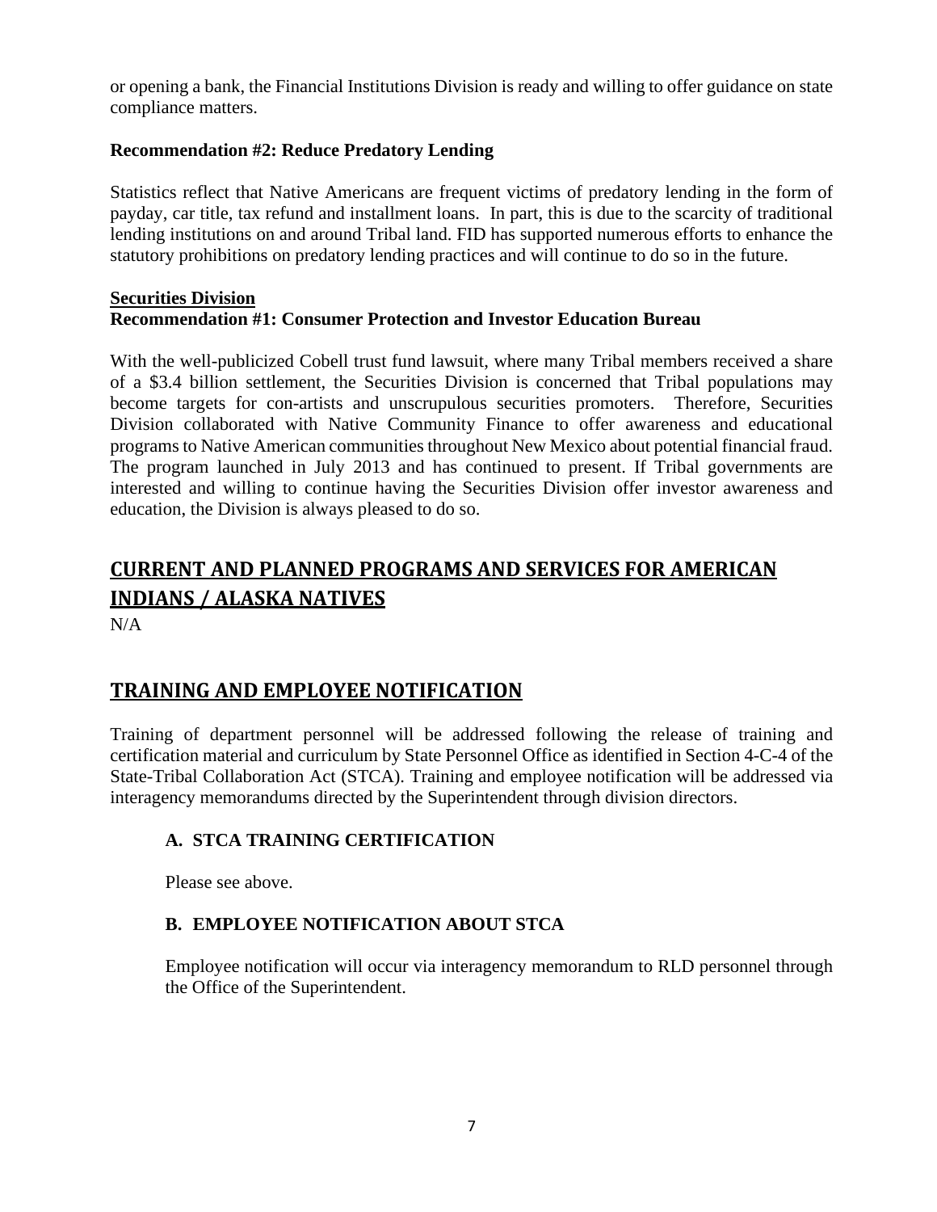or opening a bank, the Financial Institutions Division is ready and willing to offer guidance on state compliance matters.

**Recommendation #2: Reduce Predatory Lending**

Statistics reflect that Native Americans are frequent victims of predatory lending in the form of payday, car title, tax refund and installment loans. In part, this is due to the scarcity of traditional lending institutions on and around Tribal land. FID has supported numerous efforts to enhance the statutory prohibitions on predatory lending practices and will continue to do so in the future.

**Securities Division**
**Recommendation #1: Consumer Protection and Investor Education Bureau**

With the well-publicized Cobell trust fund lawsuit, where many Tribal members received a share of a $3.4 billion settlement, the Securities Division is concerned that Tribal populations may become targets for con-artists and unscrupulous securities promoters. Therefore, Securities Division collaborated with Native Community Finance to offer awareness and educational programs to Native American communities throughout New Mexico about potential financial fraud. The program launched in July 2013 and has continued to present. If Tribal governments are interested and willing to continue having the Securities Division offer investor awareness and education, the Division is always pleased to do so.

## CURRENT AND PLANNED PROGRAMS AND SERVICES FOR AMERICAN INDIANS / ALASKA NATIVES

N/A

## TRAINING AND EMPLOYEE NOTIFICATION

Training of department personnel will be addressed following the release of training and certification material and curriculum by State Personnel Office as identified in Section 4-C-4 of the State-Tribal Collaboration Act (STCA). Training and employee notification will be addressed via interagency memorandums directed by the Superintendent through division directors.

### A. STCA TRAINING CERTIFICATION

Please see above.

### B. EMPLOYEE NOTIFICATION ABOUT STCA

Employee notification will occur via interagency memorandum to RLD personnel through the Office of the Superintendent.